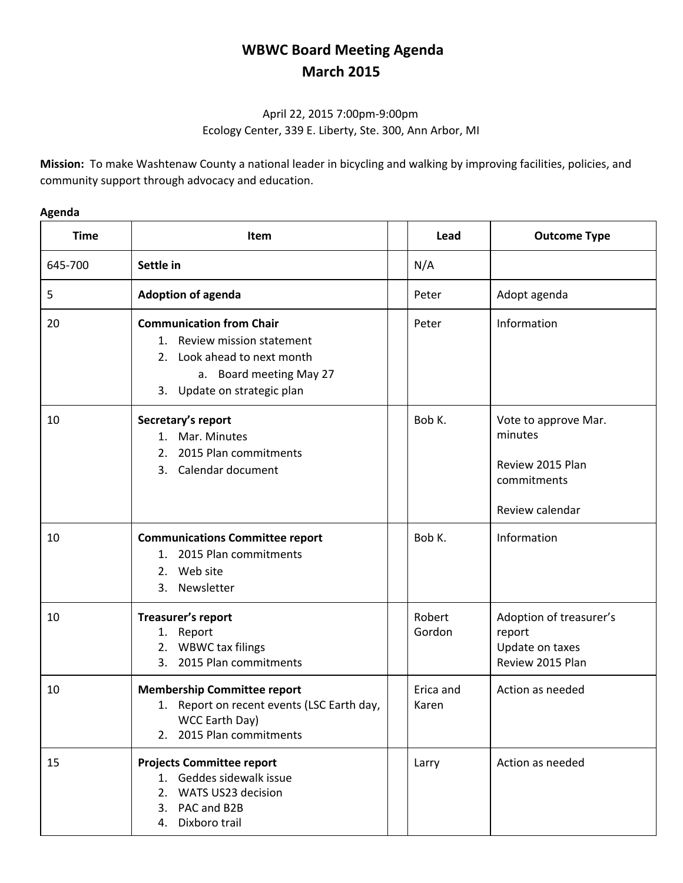# WBWC Board Meeting Agenda
## March 2015

April 22, 2015 7:00pm-9:00pm
Ecology Center, 339 E. Liberty, Ste. 300, Ann Arbor, MI

**Mission:** To make Washtenaw County a national leader in bicycling and walking by improving facilities, policies, and community support through advocacy and education.

**Agenda**

| Time | Item | | Lead | Outcome Type |
|---|---|---|---|---|
| 645-700 | **Settle in** | | N/A | |
| 5 | **Adoption of agenda** | | Peter | Adopt agenda |
| 20 | **Communication from Chair**<br>1. Review mission statement<br>2. Look ahead to next month<br>a. Board meeting May 27<br>3. Update on strategic plan | | Peter | Information |
| 10 | **Secretary's report**<br>1. Mar. Minutes<br>2. 2015 Plan commitments<br>3. Calendar document | | Bob K. | Vote to approve Mar. minutes<br><br>Review 2015 Plan commitments<br><br>Review calendar |
| 10 | **Communications Committee report**<br>1. 2015 Plan commitments<br>2. Web site<br>3. Newsletter | | Bob K. | Information |
| 10 | **Treasurer's report**<br>1. Report<br>2. WBWC tax filings<br>3. 2015 Plan commitments | | Robert Gordon | Adoption of treasurer's report<br>Update on taxes<br>Review 2015 Plan |
| 10 | **Membership Committee report**<br>1. Report on recent events (LSC Earth day, WCC Earth Day)<br>2. 2015 Plan commitments | | Erica and Karen | Action as needed |
| 15 | **Projects Committee report**<br>1. Geddes sidewalk issue<br>2. WATS US23 decision<br>3. PAC and B2B<br>4. Dixboro trail | | Larry | Action as needed |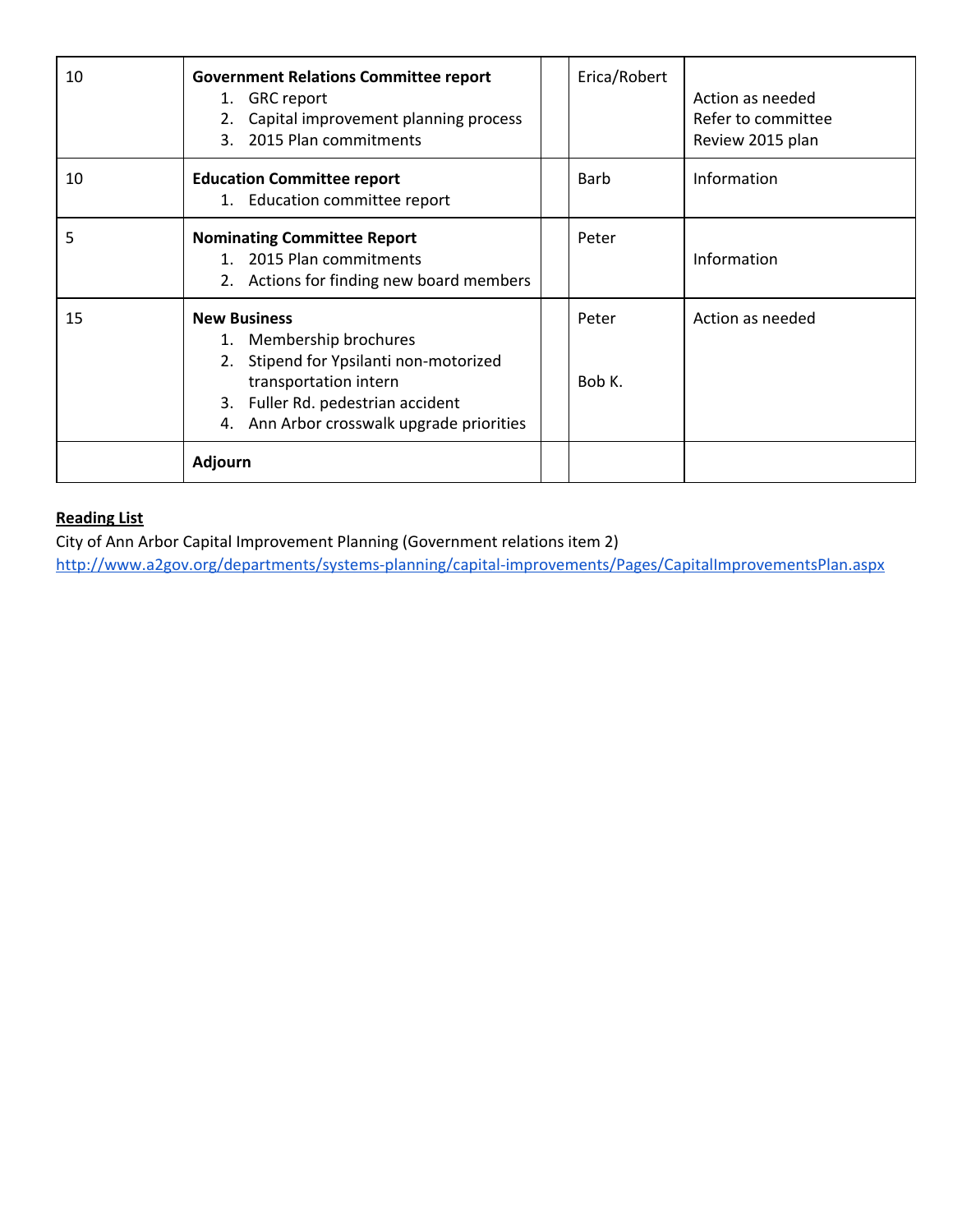| | | | | |
|---|---|---|---|---|
| 10 | **Government Relations Committee report**<br>1. GRC report<br>2. Capital improvement planning process<br>3. 2015 Plan commitments | | Erica/Robert | Action as needed<br>Refer to committee<br>Review 2015 plan |
| 10 | **Education Committee report**<br>1. Education committee report | | Barb | Information |
| 5 | **Nominating Committee Report**<br>1. 2015 Plan commitments<br>2. Actions for finding new board members | | Peter | Information |
| 15 | **New Business**<br>1. Membership brochures<br>2. Stipend for Ypsilanti non-motorized transportation intern<br>3. Fuller Rd. pedestrian accident<br>4. Ann Arbor crosswalk upgrade priorities | | Peter<br><br>Bob K. | Action as needed |
| | **Adjourn** | | | |

**Reading List**

City of Ann Arbor Capital Improvement Planning (Government relations item 2)
http://www.a2gov.org/departments/systems-planning/capital-improvements/Pages/CapitalImprovementsPlan.aspx